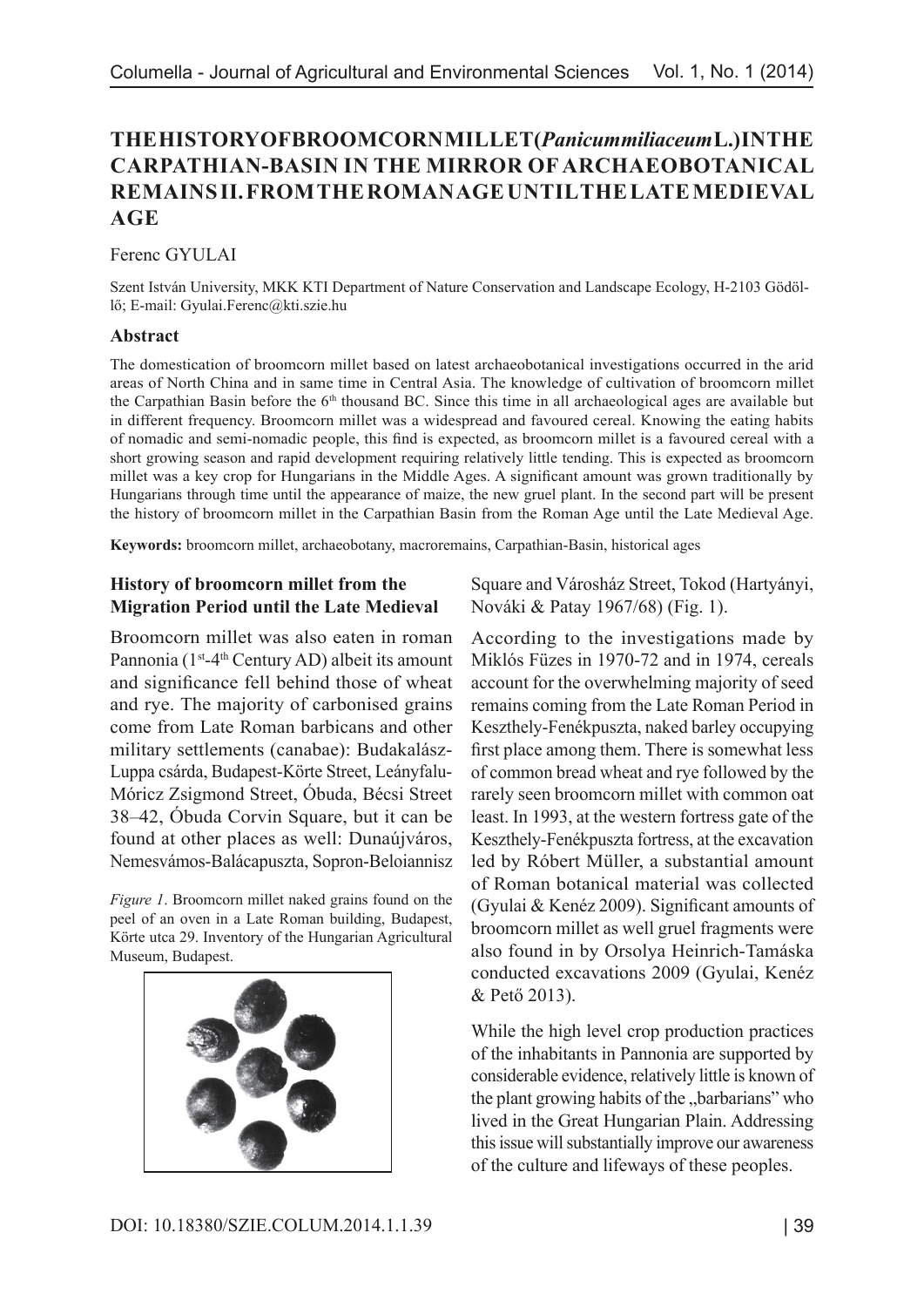# THE HISTORY OF BROOMCORN MILLET (*Panicum miliaceum* L.) IN THE CARPATHIAN-BASIN IN THE MIRROR OF ARCHAEOBOTANICAL REMAINS II. FROM THE ROMAN AGE UNTIL THE LATE MEDIEVAL AGE

Ferenc GYULAI

Szent István University, MKK KTI Department of Nature Conservation and Landscape Ecology, H-2103 Gödöllő; E-mail: Gyulai.Ferenc@kti.szie.hu

### Abstract

The domestication of broomcorn millet based on latest archaeobotanical investigations occurred in the arid areas of North China and in same time in Central Asia. The knowledge of cultivation of broomcorn millet the Carpathian Basin before the 6[th] thousand BC. Since this time in all archaeological ages are available but in different frequency. Broomcorn millet was a widespread and favoured cereal. Knowing the eating habits of nomadic and semi-nomadic people, this find is expected, as broomcorn millet is a favoured cereal with a short growing season and rapid development requiring relatively little tending. This is expected as broomcorn millet was a key crop for Hungarians in the Middle Ages. A significant amount was grown traditionally by Hungarians through time until the appearance of maize, the new gruel plant. In the second part will be present the history of broomcorn millet in the Carpathian Basin from the Roman Age until the Late Medieval Age.

**Keywords:** broomcorn millet, archaeobotany, macroremains, Carpathian-Basin, historical ages

### History of broomcorn millet from the Migration Period until the Late Medieval

Broomcorn millet was also eaten in roman Pannonia (1[st]-4[th] Century AD) albeit its amount and significance fell behind those of wheat and rye. The majority of carbonised grains come from Late Roman barbicans and other military settlements (canabae): Budakalász-Luppa csárda, Budapest-Körte Street, Leányfalu-Móricz Zsigmond Street, Óbuda, Bécsi Street 38–42, Óbuda Corvin Square, but it can be found at other places as well: Dunaújváros, Nemesvámos-Balácapuszta, Sopron-Beloiannisz Square and Városház Street, Tokod (Hartyányi, Nováki & Patay 1967/68) (Fig. 1).

*Figure 1*. Broomcorn millet naked grains found on the peel of an oven in a Late Roman building, Budapest, Körte utca 29. Inventory of the Hungarian Agricultural Museum, Budapest.

According to the investigations made by Miklós Füzes in 1970-72 and in 1974, cereals account for the overwhelming majority of seed remains coming from the Late Roman Period in Keszthely-Fenékpuszta, naked barley occupying first place among them. There is somewhat less of common bread wheat and rye followed by the rarely seen broomcorn millet with common oat least. In 1993, at the western fortress gate of the Keszthely-Fenékpuszta fortress, at the excavation led by Róbert Müller, a substantial amount of Roman botanical material was collected (Gyulai & Kenéz 2009). Significant amounts of broomcorn millet as well gruel fragments were also found in by Orsolya Heinrich-Tamáska conducted excavations 2009 (Gyulai, Kenéz & Pető 2013).

While the high level crop production practices of the inhabitants in Pannonia are supported by considerable evidence, relatively little is known of the plant growing habits of the „barbarians" who lived in the Great Hungarian Plain. Addressing this issue will substantially improve our awareness of the culture and lifeways of these peoples.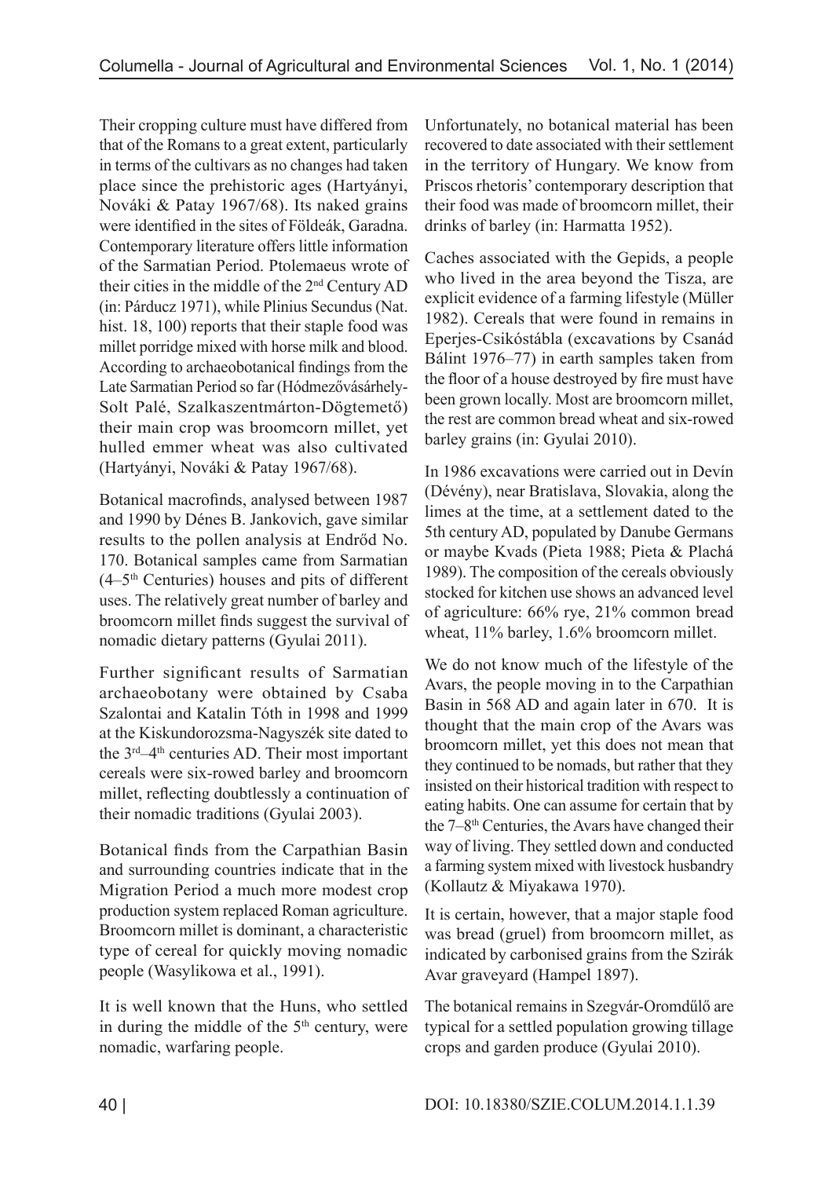Their cropping culture must have differed from that of the Romans to a great extent, particularly in terms of the cultivars as no changes had taken place since the prehistoric ages (Hartyányi, Nováki & Patay 1967/68). Its naked grains were identified in the sites of Földeák, Garadna. Contemporary literature offers little information of the Sarmatian Period. Ptolemaeus wrote of their cities in the middle of the 2nd Century AD (in: Párducz 1971), while Plinius Secundus (Nat. hist. 18, 100) reports that their staple food was millet porridge mixed with horse milk and blood. According to archaeobotanical findings from the Late Sarmatian Period so far (Hódmezővásárhely-Solt Palé, Szalkaszentmárton-Dögtemető) their main crop was broomcorn millet, yet hulled emmer wheat was also cultivated (Hartyányi, Nováki & Patay 1967/68).

Botanical macrofinds, analysed between 1987 and 1990 by Dénes B. Jankovich, gave similar results to the pollen analysis at Endrőd No. 170. Botanical samples came from Sarmatian (4–5th Centuries) houses and pits of different uses. The relatively great number of barley and broomcorn millet finds suggest the survival of nomadic dietary patterns (Gyulai 2011).

Further significant results of Sarmatian archaeobotany were obtained by Csaba Szalontai and Katalin Tóth in 1998 and 1999 at the Kiskundorozsma-Nagyszék site dated to the 3rd–4th centuries AD. Their most important cereals were six-rowed barley and broomcorn millet, reflecting doubtlessly a continuation of their nomadic traditions (Gyulai 2003).

Botanical finds from the Carpathian Basin and surrounding countries indicate that in the Migration Period a much more modest crop production system replaced Roman agriculture. Broomcorn millet is dominant, a characteristic type of cereal for quickly moving nomadic people (Wasylikowa et al., 1991).

It is well known that the Huns, who settled in during the middle of the 5th century, were nomadic, warfaring people. Unfortunately, no botanical material has been recovered to date associated with their settlement in the territory of Hungary. We know from Priscos rhetoris' contemporary description that their food was made of broomcorn millet, their drinks of barley (in: Harmatta 1952).

Caches associated with the Gepids, a people who lived in the area beyond the Tisza, are explicit evidence of a farming lifestyle (Müller 1982). Cereals that were found in remains in Eperjes-Csikóstábla (excavations by Csanád Bálint 1976–77) in earth samples taken from the floor of a house destroyed by fire must have been grown locally. Most are broomcorn millet, the rest are common bread wheat and six-rowed barley grains (in: Gyulai 2010).

In 1986 excavations were carried out in Devín (Dévény), near Bratislava, Slovakia, along the limes at the time, at a settlement dated to the 5th century AD, populated by Danube Germans or maybe Kvads (Pieta 1988; Pieta & Plachá 1989). The composition of the cereals obviously stocked for kitchen use shows an advanced level of agriculture: 66% rye, 21% common bread wheat, 11% barley, 1.6% broomcorn millet.

We do not know much of the lifestyle of the Avars, the people moving in to the Carpathian Basin in 568 AD and again later in 670. It is thought that the main crop of the Avars was broomcorn millet, yet this does not mean that they continued to be nomads, but rather that they insisted on their historical tradition with respect to eating habits. One can assume for certain that by the 7–8th Centuries, the Avars have changed their way of living. They settled down and conducted a farming system mixed with livestock husbandry (Kollautz & Miyakawa 1970).

It is certain, however, that a major staple food was bread (gruel) from broomcorn millet, as indicated by carbonised grains from the Szirák Avar graveyard (Hampel 1897).

The botanical remains in Szegvár-Oromdűlő are typical for a settled population growing tillage crops and garden produce (Gyulai 2010).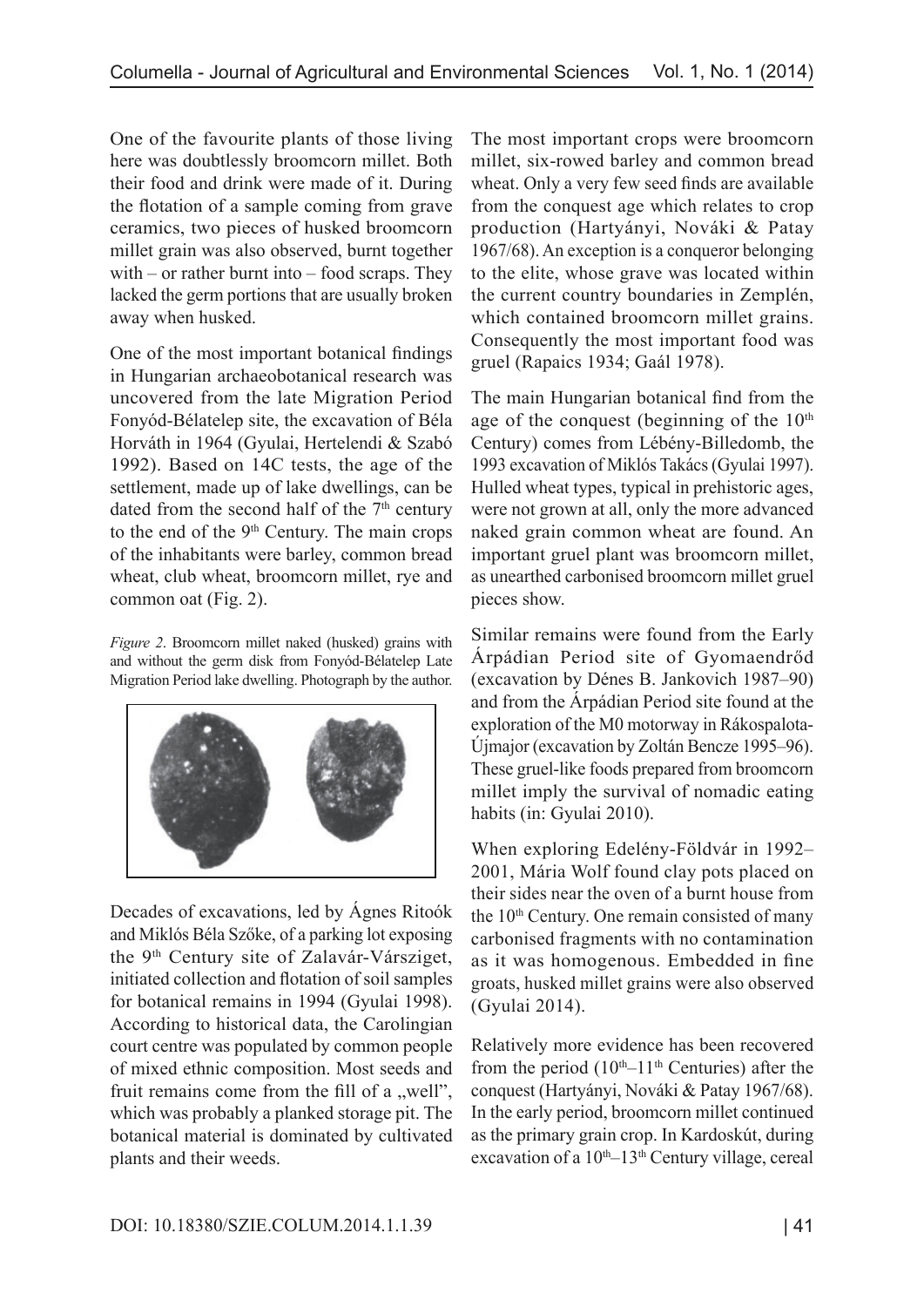One of the favourite plants of those living here was doubtlessly broomcorn millet. Both their food and drink were made of it. During the flotation of a sample coming from grave ceramics, two pieces of husked broomcorn millet grain was also observed, burnt together with – or rather burnt into – food scraps. They lacked the germ portions that are usually broken away when husked.

One of the most important botanical findings in Hungarian archaeobotanical research was uncovered from the late Migration Period Fonyód-Bélatelep site, the excavation of Béla Horváth in 1964 (Gyulai, Hertelendi & Szabó 1992). Based on 14C tests, the age of the settlement, made up of lake dwellings, can be dated from the second half of the 7th century to the end of the 9th Century. The main crops of the inhabitants were barley, common bread wheat, club wheat, broomcorn millet, rye and common oat (Fig. 2).

*Figure 2*. Broomcorn millet naked (husked) grains with and without the germ disk from Fonyód-Bélatelep Late Migration Period lake dwelling. Photograph by the author.

Decades of excavations, led by Ágnes Ritoók and Miklós Béla Szőke, of a parking lot exposing the 9th Century site of Zalavár-Várszíget, initiated collection and flotation of soil samples for botanical remains in 1994 (Gyulai 1998). According to historical data, the Carolingian court centre was populated by common people of mixed ethnic composition. Most seeds and fruit remains come from the fill of a „well", which was probably a planked storage pit. The botanical material is dominated by cultivated plants and their weeds.

The most important crops were broomcorn millet, six-rowed barley and common bread wheat. Only a very few seed finds are available from the conquest age which relates to crop production (Hartyányi, Nováki & Patay 1967/68). An exception is a conqueror belonging to the elite, whose grave was located within the current country boundaries in Zemplén, which contained broomcorn millet grains. Consequently the most important food was gruel (Rapaics 1934; Gaál 1978).

The main Hungarian botanical find from the age of the conquest (beginning of the 10th Century) comes from Lébény-Billedomb, the 1993 excavation of Miklós Takács (Gyulai 1997). Hulled wheat types, typical in prehistoric ages, were not grown at all, only the more advanced naked grain common wheat are found. An important gruel plant was broomcorn millet, as unearthed carbonised broomcorn millet gruel pieces show.

Similar remains were found from the Early Árpádian Period site of Gyomaendrőd (excavation by Dénes B. Jankovich 1987–90) and from the Árpádian Period site found at the exploration of the M0 motorway in Rákospalota-Újmajor (excavation by Zoltán Bencze 1995–96). These gruel-like foods prepared from broomcorn millet imply the survival of nomadic eating habits (in: Gyulai 2010).

When exploring Edelény-Földvár in 1992–2001, Mária Wolf found clay pots placed on their sides near the oven of a burnt house from the 10th Century. One remain consisted of many carbonised fragments with no contamination as it was homogenous. Embedded in fine groats, husked millet grains were also observed (Gyulai 2014).

Relatively more evidence has been recovered from the period (10th–11th Centuries) after the conquest (Hartyányi, Nováki & Patay 1967/68). In the early period, broomcorn millet continued as the primary grain crop. In Kardoskút, during excavation of a 10th–13th Century village, cereal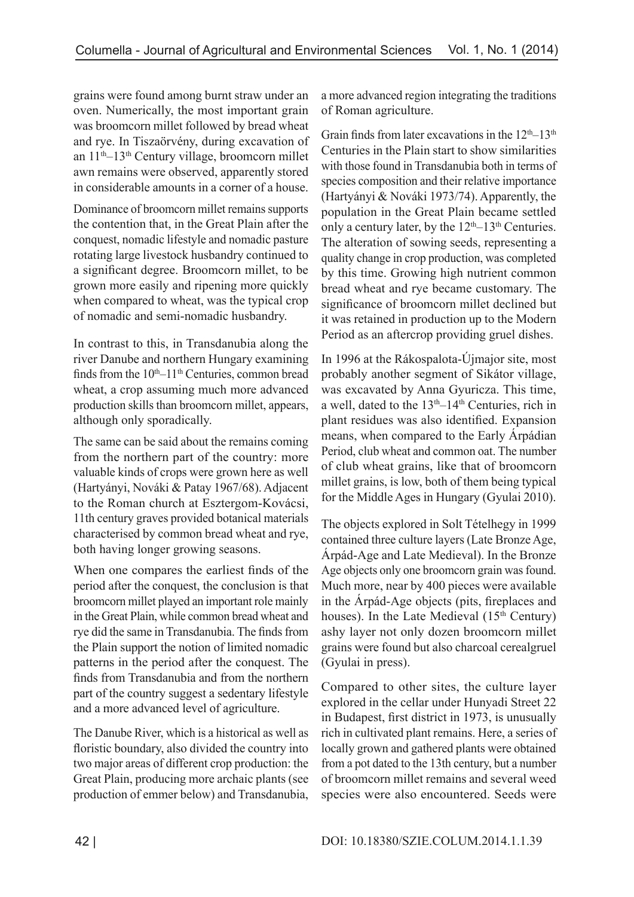grains were found among burnt straw under an oven. Numerically, the most important grain was broomcorn millet followed by bread wheat and rye. In Tiszaörvény, during excavation of an 11th–13th Century village, broomcorn millet awn remains were observed, apparently stored in considerable amounts in a corner of a house.

Dominance of broomcorn millet remains supports the contention that, in the Great Plain after the conquest, nomadic lifestyle and nomadic pasture rotating large livestock husbandry continued to a significant degree. Broomcorn millet, to be grown more easily and ripening more quickly when compared to wheat, was the typical crop of nomadic and semi-nomadic husbandry.

In contrast to this, in Transdanubia along the river Danube and northern Hungary examining finds from the 10th–11th Centuries, common bread wheat, a crop assuming much more advanced production skills than broomcorn millet, appears, although only sporadically.

The same can be said about the remains coming from the northern part of the country: more valuable kinds of crops were grown here as well (Hartyányi, Nováki & Patay 1967/68). Adjacent to the Roman church at Esztergom-Kovácsi, 11th century graves provided botanical materials characterised by common bread wheat and rye, both having longer growing seasons.

When one compares the earliest finds of the period after the conquest, the conclusion is that broomcorn millet played an important role mainly in the Great Plain, while common bread wheat and rye did the same in Transdanubia. The finds from the Plain support the notion of limited nomadic patterns in the period after the conquest. The finds from Transdanubia and from the northern part of the country suggest a sedentary lifestyle and a more advanced level of agriculture.

The Danube River, which is a historical as well as floristic boundary, also divided the country into two major areas of different crop production: the Great Plain, producing more archaic plants (see production of emmer below) and Transdanubia, a more advanced region integrating the traditions of Roman agriculture.

Grain finds from later excavations in the 12th–13th Centuries in the Plain start to show similarities with those found in Transdanubia both in terms of species composition and their relative importance (Hartyányi & Nováki 1973/74). Apparently, the population in the Great Plain became settled only a century later, by the 12th–13th Centuries. The alteration of sowing seeds, representing a quality change in crop production, was completed by this time. Growing high nutrient common bread wheat and rye became customary. The significance of broomcorn millet declined but it was retained in production up to the Modern Period as an aftercrop providing gruel dishes.

In 1996 at the Rákospalota-Újmajor site, most probably another segment of Sikátor village, was excavated by Anna Gyuricza. This time, a well, dated to the 13th–14th Centuries, rich in plant residues was also identified. Expansion means, when compared to the Early Árpádian Period, club wheat and common oat. The number of club wheat grains, like that of broomcorn millet grains, is low, both of them being typical for the Middle Ages in Hungary (Gyulai 2010).

The objects explored in Solt Tételhegy in 1999 contained three culture layers (Late Bronze Age, Árpád-Age and Late Medieval). In the Bronze Age objects only one broomcorn grain was found. Much more, near by 400 pieces were available in the Árpád-Age objects (pits, fireplaces and houses). In the Late Medieval (15th Century) ashy layer not only dozen broomcorn millet grains were found but also charcoal cerealgruel (Gyulai in press).

Compared to other sites, the culture layer explored in the cellar under Hunyadi Street 22 in Budapest, first district in 1973, is unusually rich in cultivated plant remains. Here, a series of locally grown and gathered plants were obtained from a pot dated to the 13th century, but a number of broomcorn millet remains and several weed species were also encountered. Seeds were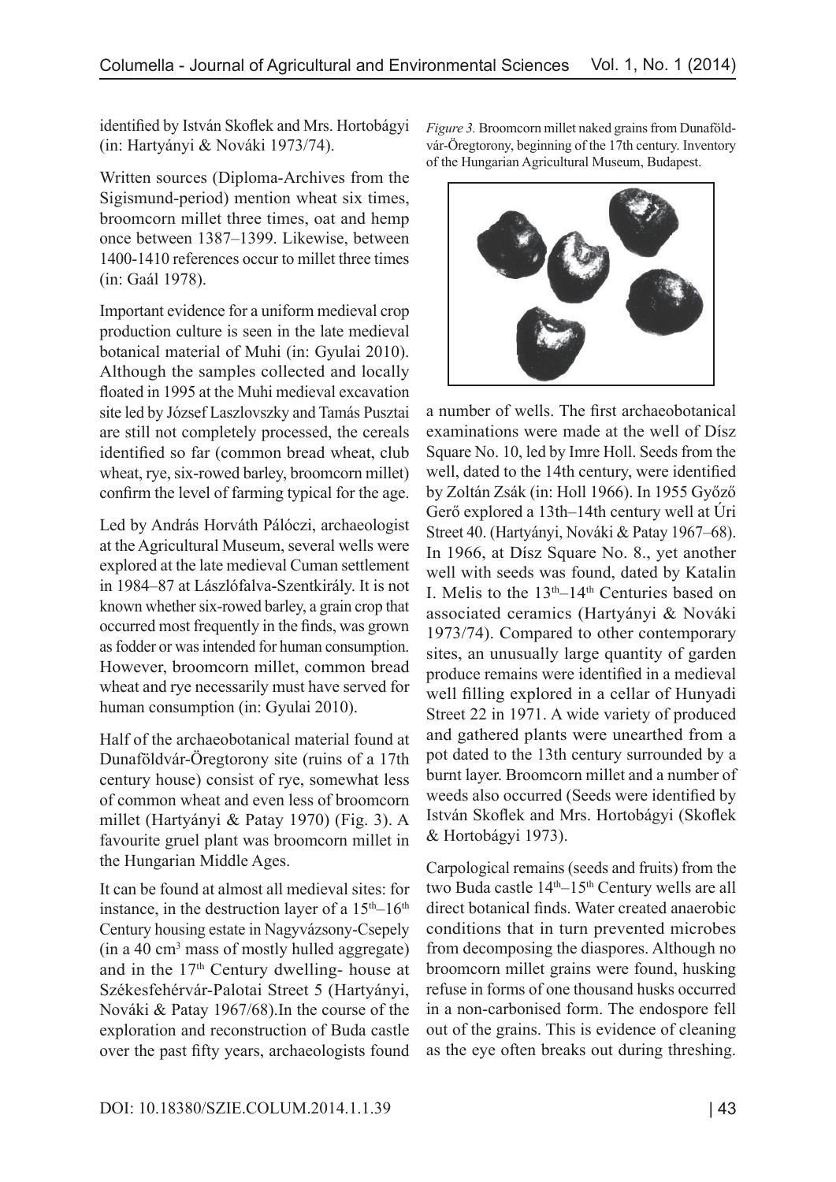identified by István Skoflek and Mrs. Hortobágyi (in: Hartyányi & Nováki 1973/74).

Written sources (Diploma-Archives from the Sigismund-period) mention wheat six times, broomcorn millet three times, oat and hemp once between 1387–1399. Likewise, between 1400-1410 references occur to millet three times (in: Gaál 1978).

Important evidence for a uniform medieval crop production culture is seen in the late medieval botanical material of Muhi (in: Gyulai 2010). Although the samples collected and locally floated in 1995 at the Muhi medieval excavation site led by József Laszlovszky and Tamás Pusztai are still not completely processed, the cereals identified so far (common bread wheat, club wheat, rye, six-rowed barley, broomcorn millet) confirm the level of farming typical for the age.

Led by András Horváth Pálóczi, archaeologist at the Agricultural Museum, several wells were explored at the late medieval Cuman settlement in 1984–87 at Lászlófalva-Szentkirály. It is not known whether six-rowed barley, a grain crop that occurred most frequently in the finds, was grown as fodder or was intended for human consumption. However, broomcorn millet, common bread wheat and rye necessarily must have served for human consumption (in: Gyulai 2010).

Half of the archaeobotanical material found at Dunaföldvár-Öregtorony site (ruins of a 17th century house) consist of rye, somewhat less of common wheat and even less of broomcorn millet (Hartyányi & Patay 1970) (Fig. 3). A favourite gruel plant was broomcorn millet in the Hungarian Middle Ages.

It can be found at almost all medieval sites: for instance, in the destruction layer of a 15th–16th Century housing estate in Nagyvázsony-Csepely (in a 40 $cm^3$ mass of mostly hulled aggregate) and in the 17th Century dwelling- house at Székesfehérvár-Palotai Street 5 (Hartyányi, Nováki & Patay 1967/68).In the course of the exploration and reconstruction of Buda castle over the past fifty years, archaeologists found a number of wells. The first archaeobotanical examinations were made at the well of Dísz Square No. 10, led by Imre Holl. Seeds from the well, dated to the 14th century, were identified by Zoltán Zsák (in: Holl 1966). In 1955 Győző Gerő explored a 13th–14th century well at Úri Street 40. (Hartyányi, Nováki & Patay 1967–68). In 1966, at Dísz Square No. 8., yet another well with seeds was found, dated by Katalin I. Melis to the 13th–14th Centuries based on associated ceramics (Hartyányi & Nováki 1973/74). Compared to other contemporary sites, an unusually large quantity of garden produce remains were identified in a medieval well filling explored in a cellar of Hunyadi Street 22 in 1971. A wide variety of produced and gathered plants were unearthed from a pot dated to the 13th century surrounded by a burnt layer. Broomcorn millet and a number of weeds also occurred (Seeds were identified by István Skoflek and Mrs. Hortobágyi (Skoflek & Hortobágyi 1973).

*Figure 3.* Broomcorn millet naked grains from Dunaföldvár-Öregtorony, beginning of the 17th century. Inventory of the Hungarian Agricultural Museum, Budapest.

Carpological remains (seeds and fruits) from the two Buda castle 14th–15th Century wells are all direct botanical finds. Water created anaerobic conditions that in turn prevented microbes from decomposing the diaspores. Although no broomcorn millet grains were found, husking refuse in forms of one thousand husks occurred in a non-carbonised form. The endospore fell out of the grains. This is evidence of cleaning as the eye often breaks out during threshing.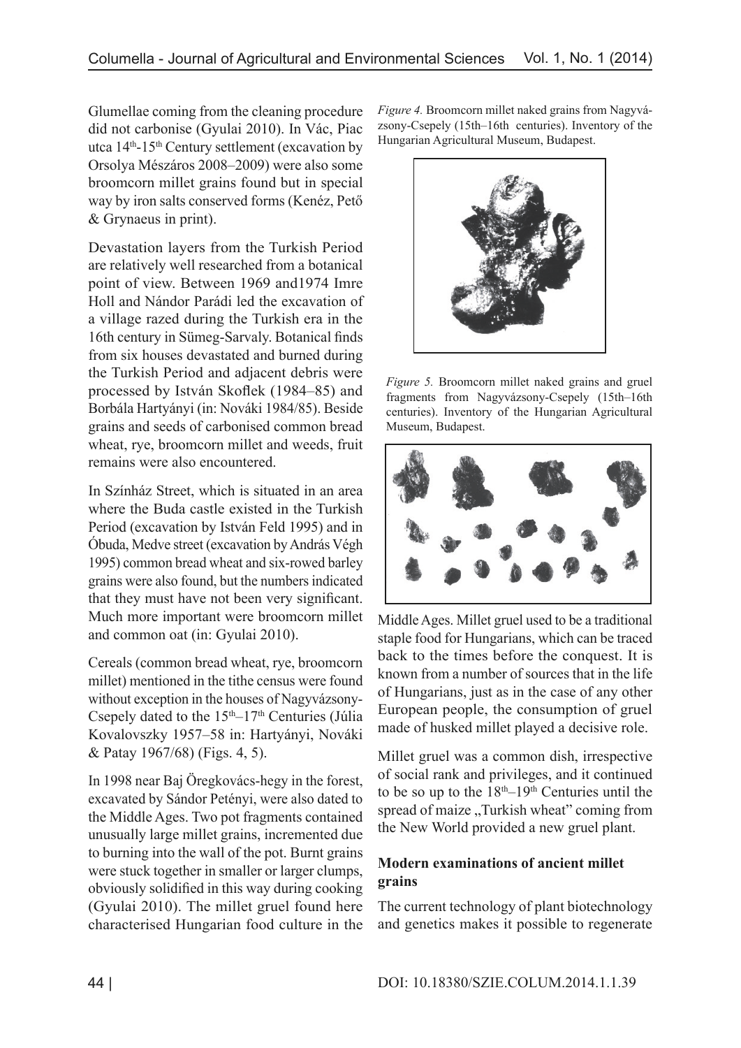Glumellae coming from the cleaning procedure did not carbonise (Gyulai 2010). In Vác, Piac utca 14th-15th Century settlement (excavation by Orsolya Mészáros 2008–2009) were also some broomcorn millet grains found but in special way by iron salts conserved forms (Kenéz, Pető & Grynaeus in print).

Devastation layers from the Turkish Period are relatively well researched from a botanical point of view. Between 1969 and1974 Imre Holl and Nándor Parádi led the excavation of a village razed during the Turkish era in the 16th century in Sümeg-Sarvaly. Botanical finds from six houses devastated and burned during the Turkish Period and adjacent debris were processed by István Skoflek (1984–85) and Borbála Hartyányi (in: Nováki 1984/85). Beside grains and seeds of carbonised common bread wheat, rye, broomcorn millet and weeds, fruit remains were also encountered.

In Színház Street, which is situated in an area where the Buda castle existed in the Turkish Period (excavation by István Feld 1995) and in Óbuda, Medve street (excavation by András Végh 1995) common bread wheat and six-rowed barley grains were also found, but the numbers indicated that they must have not been very significant. Much more important were broomcorn millet and common oat (in: Gyulai 2010).

Cereals (common bread wheat, rye, broomcorn millet) mentioned in the tithe census were found without exception in the houses of Nagyvázsony-Csepely dated to the 15th–17th Centuries (Júlia Kovalovszky 1957–58 in: Hartyányi, Nováki & Patay 1967/68) (Figs. 4, 5).

In 1998 near Baj Öregkovács-hegy in the forest, excavated by Sándor Petényi, were also dated to the Middle Ages. Two pot fragments contained unusually large millet grains, incremented due to burning into the wall of the pot. Burnt grains were stuck together in smaller or larger clumps, obviously solidified in this way during cooking (Gyulai 2010). The millet gruel found here characterised Hungarian food culture in the Middle Ages. Millet gruel used to be a traditional staple food for Hungarians, which can be traced back to the times before the conquest. It is known from a number of sources that in the life of Hungarians, just as in the case of any other European people, the consumption of gruel made of husked millet played a decisive role.

*Figure 4.* Broomcorn millet naked grains from Nagyvázsony-Csepely (15th–16th centuries). Inventory of the Hungarian Agricultural Museum, Budapest.

*Figure 5.* Broomcorn millet naked grains and gruel fragments from Nagyvázsony-Csepely (15th–16th centuries). Inventory of the Hungarian Agricultural Museum, Budapest.

Millet gruel was a common dish, irrespective of social rank and privileges, and it continued to be so up to the 18th–19th Centuries until the spread of maize „Turkish wheat" coming from the New World provided a new gruel plant.

### Modern examinations of ancient millet grains

The current technology of plant biotechnology and genetics makes it possible to regenerate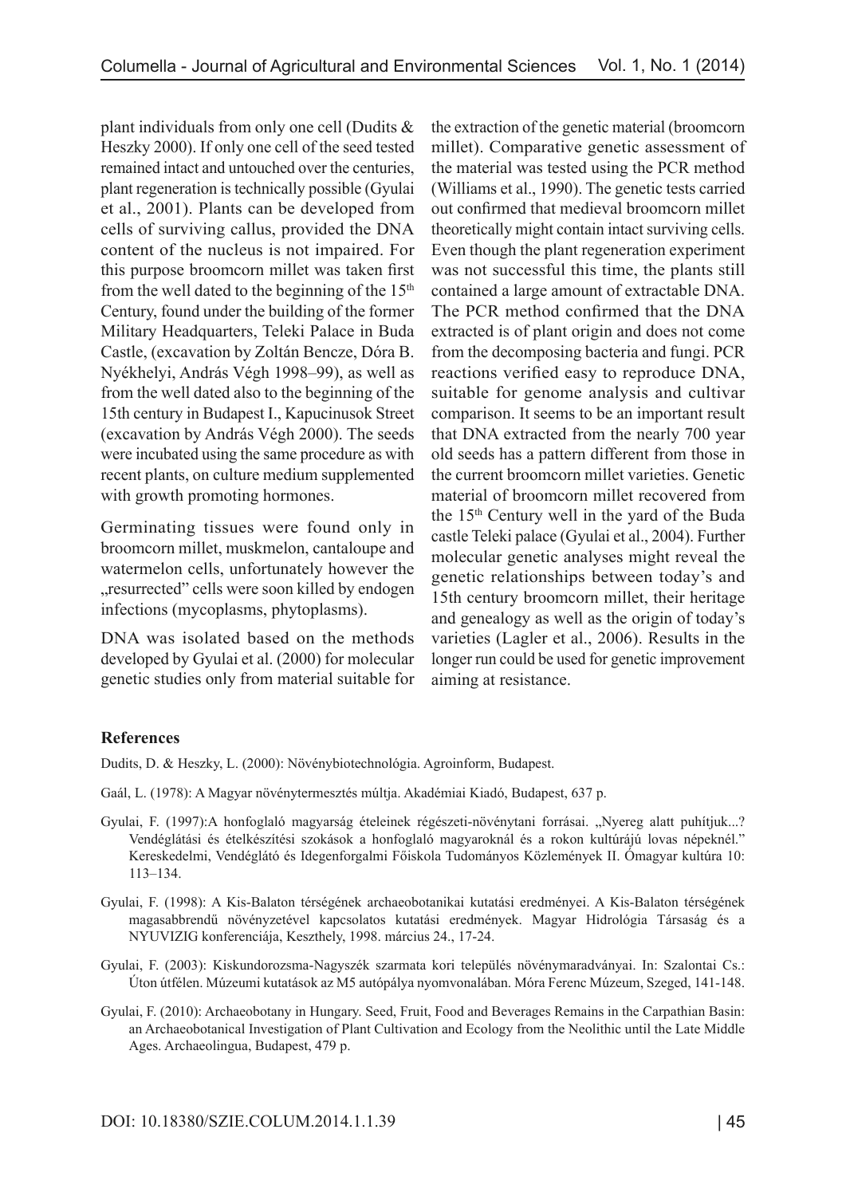plant individuals from only one cell (Dudits & Heszky 2000). If only one cell of the seed tested remained intact and untouched over the centuries, plant regeneration is technically possible (Gyulai et al., 2001). Plants can be developed from cells of surviving callus, provided the DNA content of the nucleus is not impaired. For this purpose broomcorn millet was taken first from the well dated to the beginning of the 15th Century, found under the building of the former Military Headquarters, Teleki Palace in Buda Castle, (excavation by Zoltán Bencze, Dóra B. Nyékhelyi, András Végh 1998–99), as well as from the well dated also to the beginning of the 15th century in Budapest I., Kapucinusok Street (excavation by András Végh 2000). The seeds were incubated using the same procedure as with recent plants, on culture medium supplemented with growth promoting hormones.

Germinating tissues were found only in broomcorn millet, muskmelon, cantaloupe and watermelon cells, unfortunately however the „resurrected" cells were soon killed by endogen infections (mycoplasms, phytoplasms).

DNA was isolated based on the methods developed by Gyulai et al. (2000) for molecular genetic studies only from material suitable for the extraction of the genetic material (broomcorn millet). Comparative genetic assessment of the material was tested using the PCR method (Williams et al., 1990). The genetic tests carried out confirmed that medieval broomcorn millet theoretically might contain intact surviving cells. Even though the plant regeneration experiment was not successful this time, the plants still contained a large amount of extractable DNA. The PCR method confirmed that the DNA extracted is of plant origin and does not come from the decomposing bacteria and fungi. PCR reactions verified easy to reproduce DNA, suitable for genome analysis and cultivar comparison. It seems to be an important result that DNA extracted from the nearly 700 year old seeds has a pattern different from those in the current broomcorn millet varieties. Genetic material of broomcorn millet recovered from the 15th Century well in the yard of the Buda castle Teleki palace (Gyulai et al., 2004). Further molecular genetic analyses might reveal the genetic relationships between today's and 15th century broomcorn millet, their heritage and genealogy as well as the origin of today's varieties (Lagler et al., 2006). Results in the longer run could be used for genetic improvement aiming at resistance.

**References**

Dudits, D. & Heszky, L. (2000): Növénybiotechnológia. Agroinform, Budapest.

Gaál, L. (1978): A Magyar növénytermesztés múltja. Akadémiai Kiadó, Budapest, 637 p.

Gyulai, F. (1997):A honfoglaló magyarság ételeinek régészeti-növénytani forrásai. „Nyereg alatt puhítjuk...? Vendéglátási és ételkészítési szokások a honfoglaló magyaroknál és a rokon kultúrájú lovas népeknél." Kereskedelmi, Vendéglátó és Idegenforgalmi Főiskola Tudományos Közlemények II. Ómagyar kultúra 10: 113–134.

Gyulai, F. (1998): A Kis-Balaton térségének archaeobotanikai kutatási eredményei. A Kis-Balaton térségének magasabbrendű növényzetével kapcsolatos kutatási eredmények. Magyar Hidrológia Társaság és a NYUVIZIG konferenciája, Keszthely, 1998. március 24., 17-24.

Gyulai, F. (2003): Kiskundorozsma-Nagyszék szarmata kori település növénymaradványai. In: Szalontai Cs.: Úton útfélen. Múzeumi kutatások az M5 autópálya nyomvonalában. Móra Ferenc Múzeum, Szeged, 141-148.

Gyulai, F. (2010): Archaeobotany in Hungary. Seed, Fruit, Food and Beverages Remains in the Carpathian Basin: an Archaeobotanical Investigation of Plant Cultivation and Ecology from the Neolithic until the Late Middle Ages. Archaeolingua, Budapest, 479 p.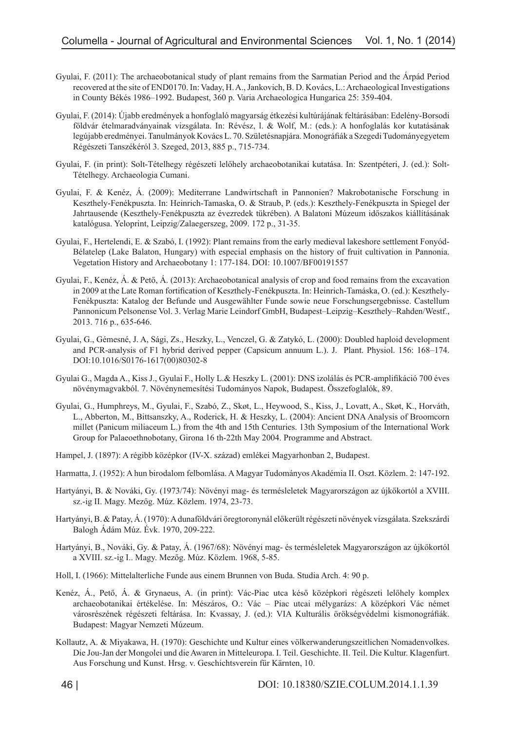Gyulai, F. (2011): The archaeobotanical study of plant remains from the Sarmatian Period and the Árpád Period recovered at the site of END0170. In: Vaday, H. A., Jankovich, B. D. Kovács, L.: Archaeological Investigations in County Békés 1986–1992. Budapest, 360 p. Varia Archaeologica Hungarica 25: 359-404.

Gyulai, F. (2014): Újabb eredmények a honfoglaló magyarság étkezési kultúrájának feltárásában: Edelény-Borsodi földvár ételmaradványainak vizsgálata. In: Révész, l. & Wolf, M.: (eds.): A honfoglalás kor kutatásának legújabb eredményei. Tanulmányok Kovács L. 70. Születésnapjára. Monográfiák a Szegedi Tudományegyetem Régészeti Tanszékéről 3. Szeged, 2013, 885 p., 715-734.

Gyulai, F. (in print): Solt-Tételhegy régészeti lelőhely archaeobotanikai kutatása. In: Szentpéteri, J. (ed.): Solt-Tételhegy. Archaeologia Cumani.

Gyulai, F. & Kenéz, Á. (2009): Mediterrane Landwirtschaft in Pannonien? Makrobotanische Forschung in Keszthely-Fenékpuszta. In: Heinrich-Tamaska, O. & Straub, P. (eds.): Keszthely-Fenékpuszta in Spiegel der Jahrtausende (Keszthely-Fenékpuszta az évezredek tükrében). A Balatoni Múzeum időszakos kiállításának katalógusa. Yeloprint, Leipzig/Zalaegerszeg, 2009. 172 p., 31-35.

Gyulai, F., Hertelendi, E. & Szabó, I. (1992): Plant remains from the early medieval lakeshore settlement Fonyód-Bélatelep (Lake Balaton, Hungary) with especial emphasis on the history of fruit cultivation in Pannonia. Vegetation History and Archaeobotany 1: 177-184. DOI: 10.1007/BF00191557

Gyulai, F., Kenéz, Á. & Pető, Á. (2013): Archaeobotanical analysis of crop and food remains from the excavation in 2009 at the Late Roman fortification of Keszthely-Fenékpuszta. In: Heinrich-Tamáska, O. (ed.): Keszthely-Fenékpuszta: Katalog der Befunde und Ausgewählter Funde sowie neue Forschungsergebnisse. Castellum Pannonicum Pelsonense Vol. 3. Verlag Marie Leindorf GmbH, Budapest–Leipzig–Keszthely–Rahden/Westf., 2013. 716 p., 635-646.

Gyulai, G., Gémesné, J. A, Sági, Zs., Heszky, L., Venczel, G. & Zatykó, L. (2000): Doubled haploid development and PCR-analysis of F1 hybrid derived pepper (Capsicum annuum L.). J. Plant. Physiol. 156: 168–174. DOI:10.1016/S0176-1617(00)80302-8

Gyulai G., Magda A., Kiss J., Gyulai F., Holly L.& Heszky L. (2001): DNS izolálás és PCR-amplifikáció 700 éves növénymagvakból. 7. Növénynemesítési Tudományos Napok, Budapest. Összefoglalók, 89.

Gyulai, G., Humphreys, M., Gyulai, F., Szabó, Z., Skøt, L., Heywood, S., Kiss, J., Lovatt, A., Skøt, K., Horváth, L., Abberton, M., Bittsanszky, A., Roderick, H. & Heszky, L. (2004): Ancient DNA Analysis of Broomcorn millet (Panicum miliaceum L.) from the 4th and 15th Centuries. 13th Symposium of the International Work Group for Palaeoethnobotany, Girona 16 th-22th May 2004. Programme and Abstract.

Hampel, J. (1897): A régibb középkor (IV-X. század) emlékei Magyarhonban 2, Budapest.

Harmatta, J. (1952): A hun birodalom felbomlása. A Magyar Tudományos Akadémia II. Oszt. Közlem. 2: 147-192.

Hartyányi, B. & Nováki, Gy. (1973/74): Növényi mag- és termésleletek Magyarországon az újkőkortól a XVIII. sz.-ig II. Magy. Mezőg. Múz. Közlem. 1974, 23-73.

Hartyányi, B. & Patay, Á. (1970): A dunaföldvári öregtoronynál előkerült régészeti növények vizsgálata. Szekszárdi Balogh Ádám Múz. Évk. 1970, 209-222.

Hartyányi, B., Nováki, Gy. & Patay, Á. (1967/68): Növényi mag- és termésleletek Magyarországon az újkőkortól a XVIII. sz.-ig I.. Magy. Mezőg. Múz. Közlem. 1968, 5-85.

Holl, I. (1966): Mittelalterliche Funde aus einem Brunnen von Buda. Studia Arch. 4: 90 p.

Kenéz, Á., Pető, Á. & Grynaeus, A. (in print): Vác-Piac utca késő középkori régészeti lelőhely komplex archaeobotanikai értékelése. In: Mészáros, O.: Vác – Piac utcai mélygarázs: A középkori Vác német városrészének régészeti feltárása. In: Kvassay, J. (ed.): VIA Kulturális örökségvédelmi kismonográfiák. Budapest: Magyar Nemzeti Múzeum.

Kollautz, A. & Miyakawa, H. (1970): Geschichte und Kultur eines völkerwanderungszeitlichen Nomadenvolkes. Die Jou-Jan der Mongolei und die Awaren in Mitteleuropa. I. Teil. Geschichte. II. Teil. Die Kultur. Klagenfurt. Aus Forschung und Kunst. Hrsg. v. Geschichtsverein für Kärnten, 10.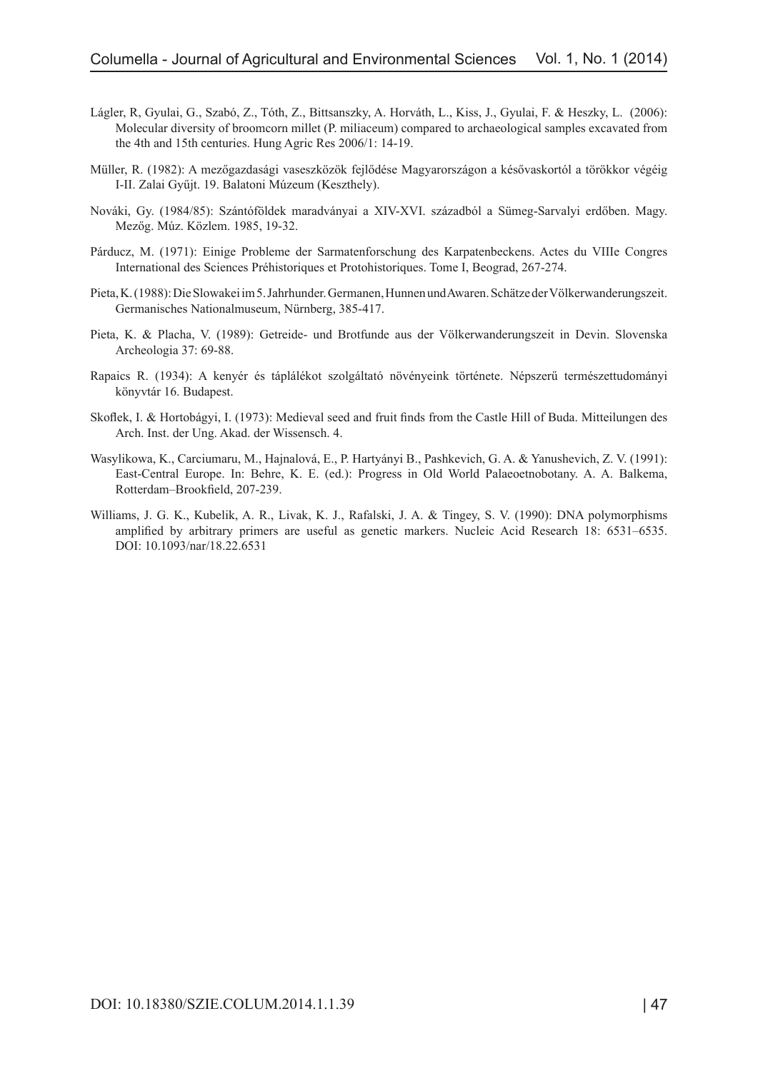Lágler, R, Gyulai, G., Szabó, Z., Tóth, Z., Bittsanszky, A. Horváth, L., Kiss, J., Gyulai, F. & Heszky, L. (2006): Molecular diversity of broomcorn millet (P. miliaceum) compared to archaeological samples excavated from the 4th and 15th centuries. Hung Agric Res 2006/1: 14-19.

Müller, R. (1982): A mezőgazdasági vaseszközök fejlődése Magyarországon a késővaskortól a törökkor végéig I-II. Zalai Gyűjt. 19. Balatoni Múzeum (Keszthely).

Nováki, Gy. (1984/85): Szántóföldek maradványai a XIV-XVI. századból a Sümeg-Sarvalyi erdőben. Magy. Mezőg. Múz. Közlem. 1985, 19-32.

Párducz, M. (1971): Einige Probleme der Sarmatenforschung des Karpatenbeckens. Actes du VIIIe Congres International des Sciences Préhistoriques et Protohistoriques. Tome I, Beograd, 267-274.

Pieta, K. (1988): Die Slowakei im 5. Jahrhunder. Germanen, Hunnen und Awaren. Schätze der Völkerwanderungszeit. Germanisches Nationalmuseum, Nürnberg, 385-417.

Pieta, K. & Placha, V. (1989): Getreide- und Brotfunde aus der Völkerwanderungszeit in Devin. Slovenska Archeologia 37: 69-88.

Rapaics R. (1934): A kenyér és táplálékot szolgáltató növényeink története. Népszerű természettudományi könyvtár 16. Budapest.

Skoflek, I. & Hortobágyi, I. (1973): Medieval seed and fruit finds from the Castle Hill of Buda. Mitteilungen des Arch. Inst. der Ung. Akad. der Wissensch. 4.

Wasylikowa, K., Carciumaru, M., Hajnalová, E., P. Hartyányi B., Pashkevich, G. A. & Yanushevich, Z. V. (1991): East-Central Europe. In: Behre, K. E. (ed.): Progress in Old World Palaeoetnobotany. A. A. Balkema, Rotterdam–Brookfield, 207-239.

Williams, J. G. K., Kubelik, A. R., Livak, K. J., Rafalski, J. A. & Tingey, S. V. (1990): DNA polymorphisms amplified by arbitrary primers are useful as genetic markers. Nucleic Acid Research 18: 6531–6535. DOI: 10.1093/nar/18.22.6531